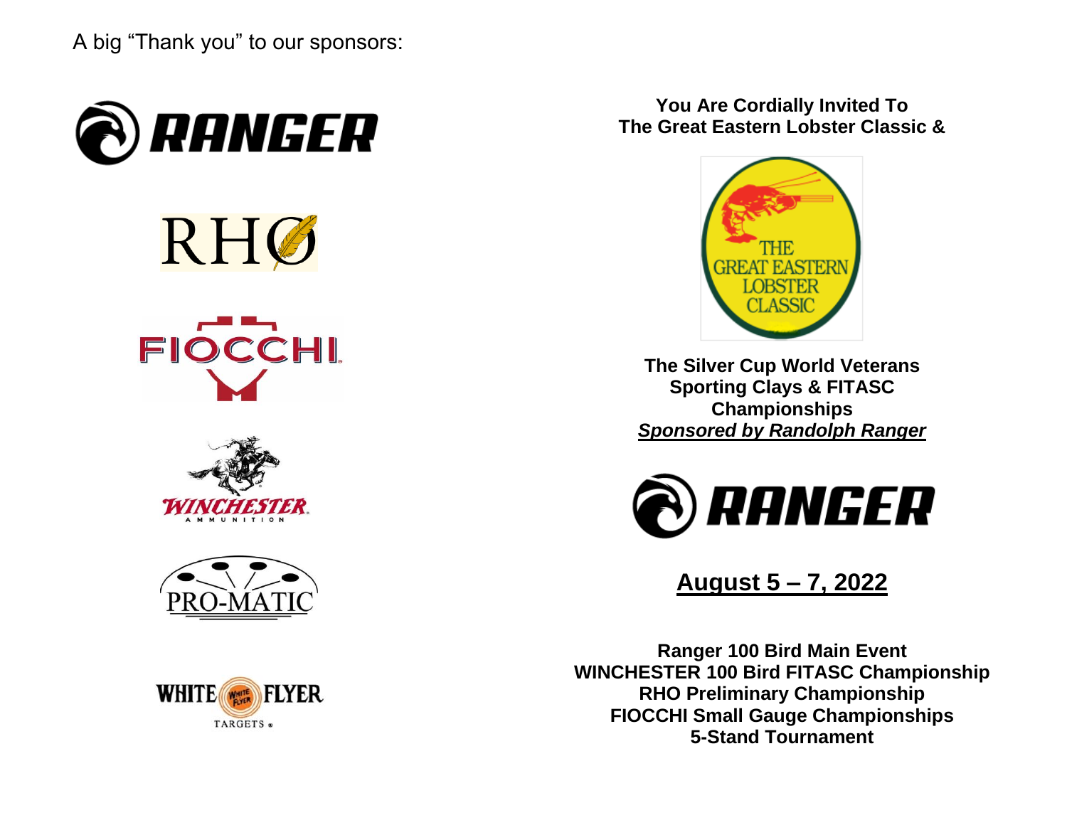A big "Thank you" to our sponsors:

RANGER

RHO

FIOCCHI

WINCHESTER AMMUNITION

PRO-MATIC

WHITE FLYER TARGETS

**You Are Cordially Invited To**
**The Great Eastern Lobster Classic &**

THE GREAT EASTERN LOBSTER CLASSIC

**The Silver Cup World Veterans Sporting Clays & FITASC Championships**

***Sponsored by Randolph Ranger***

RANGER

## August 5 – 7, 2022

**Ranger 100 Bird Main Event**
**WINCHESTER 100 Bird FITASC Championship**
**RHO Preliminary Championship**
**FIOCCHI Small Gauge Championships**
**5-Stand Tournament**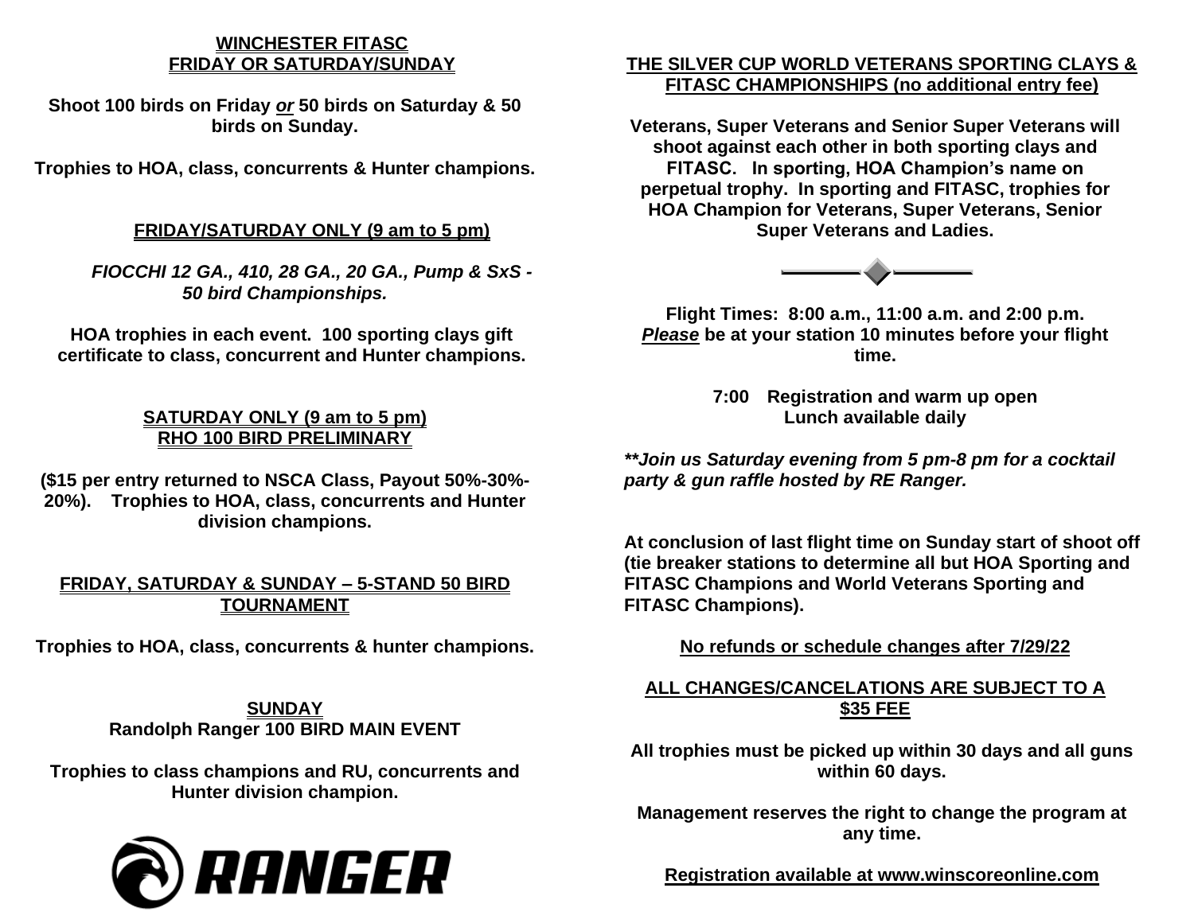## WINCHESTER FITASC
## FRIDAY OR SATURDAY/SUNDAY

**Shoot 100 birds on Friday *or* 50 birds on Saturday & 50 birds on Sunday.**

**Trophies to HOA, class, concurrents & Hunter champions.**

## FRIDAY/SATURDAY ONLY (9 am to 5 pm)

***FIOCCHI 12 GA., 410, 28 GA., 20 GA., Pump & SxS - 50 bird Championships.***

**HOA trophies in each event. 100 sporting clays gift certificate to class, concurrent and Hunter champions.**

## SATURDAY ONLY (9 am to 5 pm)
## RHO 100 BIRD PRELIMINARY

**($15 per entry returned to NSCA Class, Payout 50%-30%-20%). Trophies to HOA, class, concurrents and Hunter division champions.**

## FRIDAY, SATURDAY & SUNDAY – 5-STAND 50 BIRD TOURNAMENT

**Trophies to HOA, class, concurrents & hunter champions.**

## SUNDAY
**Randolph Ranger 100 BIRD MAIN EVENT**

**Trophies to class champions and RU, concurrents and Hunter division champion.**

RANGER

## THE SILVER CUP WORLD VETERANS SPORTING CLAYS & FITASC CHAMPIONSHIPS (no additional entry fee)

**Veterans, Super Veterans and Senior Super Veterans will shoot against each other in both sporting clays and FITASC. In sporting, HOA Champion's name on perpetual trophy. In sporting and FITASC, trophies for HOA Champion for Veterans, Super Veterans, Senior Super Veterans and Ladies.**

**Flight Times: 8:00 a.m., 11:00 a.m. and 2:00 p.m.**
***Please* be at your station 10 minutes before your flight time.**

**7:00 Registration and warm up open**
**Lunch available daily**

***\*\*Join us Saturday evening from 5 pm-8 pm for a cocktail party & gun raffle hosted by RE Ranger.***

**At conclusion of last flight time on Sunday start of shoot off (tie breaker stations to determine all but HOA Sporting and FITASC Champions and World Veterans Sporting and FITASC Champions).**

**No refunds or schedule changes after 7/29/22**

**ALL CHANGES/CANCELATIONS ARE SUBJECT TO A $35 FEE**

**All trophies must be picked up within 30 days and all guns within 60 days.**

**Management reserves the right to change the program at any time.**

**Registration available at www.winscoreonline.com**